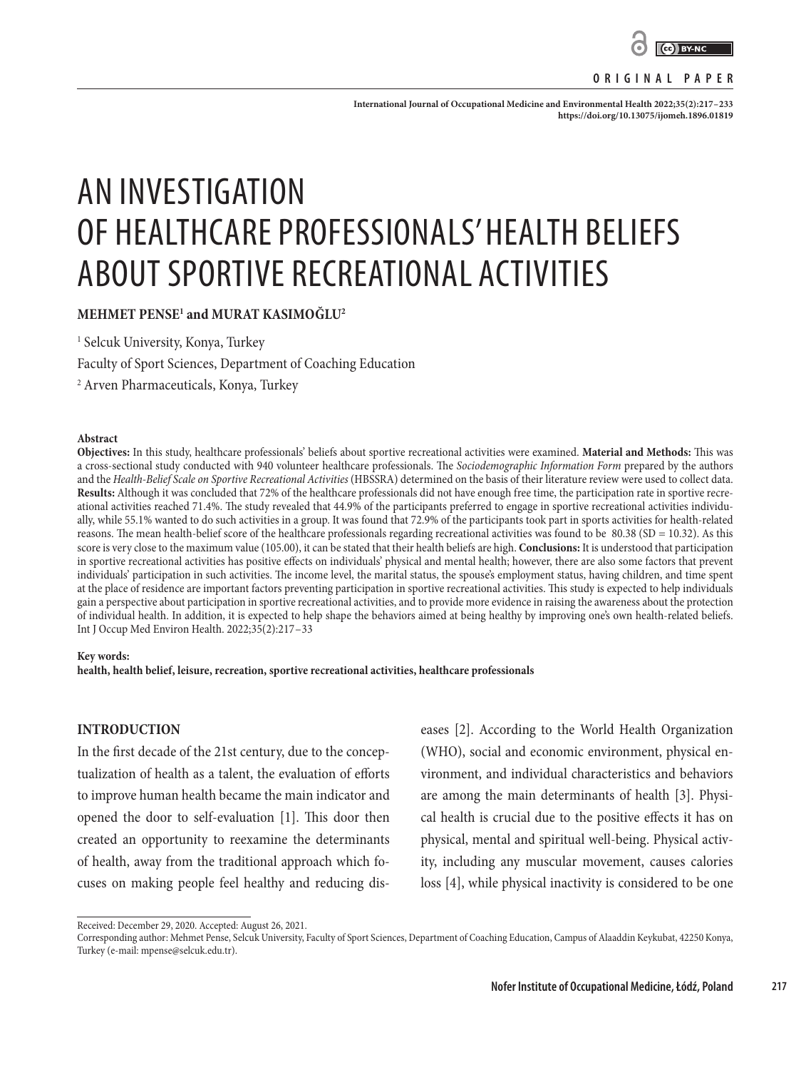ORIGINAL PAPER

# AN INVESTIGATION OF HEALTHCARE PROFESSIONALS' HEALTH BELIEFS ABOUT SPORTIVE RECREATIONAL ACTIVITIES

**MEHMET PENSE[1] and MURAT KASIMOĞLU[2]**

[1] Selcuk University, Konya, Turkey
Faculty of Sport Sciences, Department of Coaching Education
[2] Arven Pharmaceuticals, Konya, Turkey

### Abstract

**Objectives:** In this study, healthcare professionals' beliefs about sportive recreational activities were examined. **Material and Methods:** This was a cross-sectional study conducted with 940 volunteer healthcare professionals. The *Sociodemographic Information Form* prepared by the authors and the *Health-Belief Scale on Sportive Recreational Activities* (HBSSRA) determined on the basis of their literature review were used to collect data. **Results:** Although it was concluded that 72% of the healthcare professionals did not have enough free time, the participation rate in sportive recreational activities reached 71.4%. The study revealed that 44.9% of the participants preferred to engage in sportive recreational activities individually, while 55.1% wanted to do such activities in a group. It was found that 72.9% of the participants took part in sports activities for health-related reasons. The mean health-belief score of the healthcare professionals regarding recreational activities was found to be 80.38 (SD = 10.32). As this score is very close to the maximum value (105.00), it can be stated that their health beliefs are high. **Conclusions:** It is understood that participation in sportive recreational activities has positive effects on individuals' physical and mental health; however, there are also some factors that prevent individuals' participation in such activities. The income level, the marital status, the spouse's employment status, having children, and time spent at the place of residence are important factors preventing participation in sportive recreational activities. This study is expected to help individuals gain a perspective about participation in sportive recreational activities, and to provide more evidence in raising the awareness about the protection of individual health. In addition, it is expected to help shape the behaviors aimed at being healthy by improving one's own health-related beliefs. Int J Occup Med Environ Health. 2022;35(2):217–33

**Key words:**
**health, health belief, leisure, recreation, sportive recreational activities, healthcare professionals**

## INTRODUCTION

In the first decade of the 21st century, due to the conceptualization of health as a talent, the evaluation of efforts to improve human health became the main indicator and opened the door to self-evaluation [1]. This door then created an opportunity to reexamine the determinants of health, away from the traditional approach which focuses on making people feel healthy and reducing diseases [2]. According to the World Health Organization (WHO), social and economic environment, physical environment, and individual characteristics and behaviors are among the main determinants of health [3]. Physical health is crucial due to the positive effects it has on physical, mental and spiritual well-being. Physical activity, including any muscular movement, causes calories loss [4], while physical inactivity is considered to be one

Received: December 29, 2020. Accepted: August 26, 2021.
Corresponding author: Mehmet Pense, Selcuk University, Faculty of Sport Sciences, Department of Coaching Education, Campus of Alaaddin Keykubat, 42250 Konya, Turkey (e-mail: mpense@selcuk.edu.tr).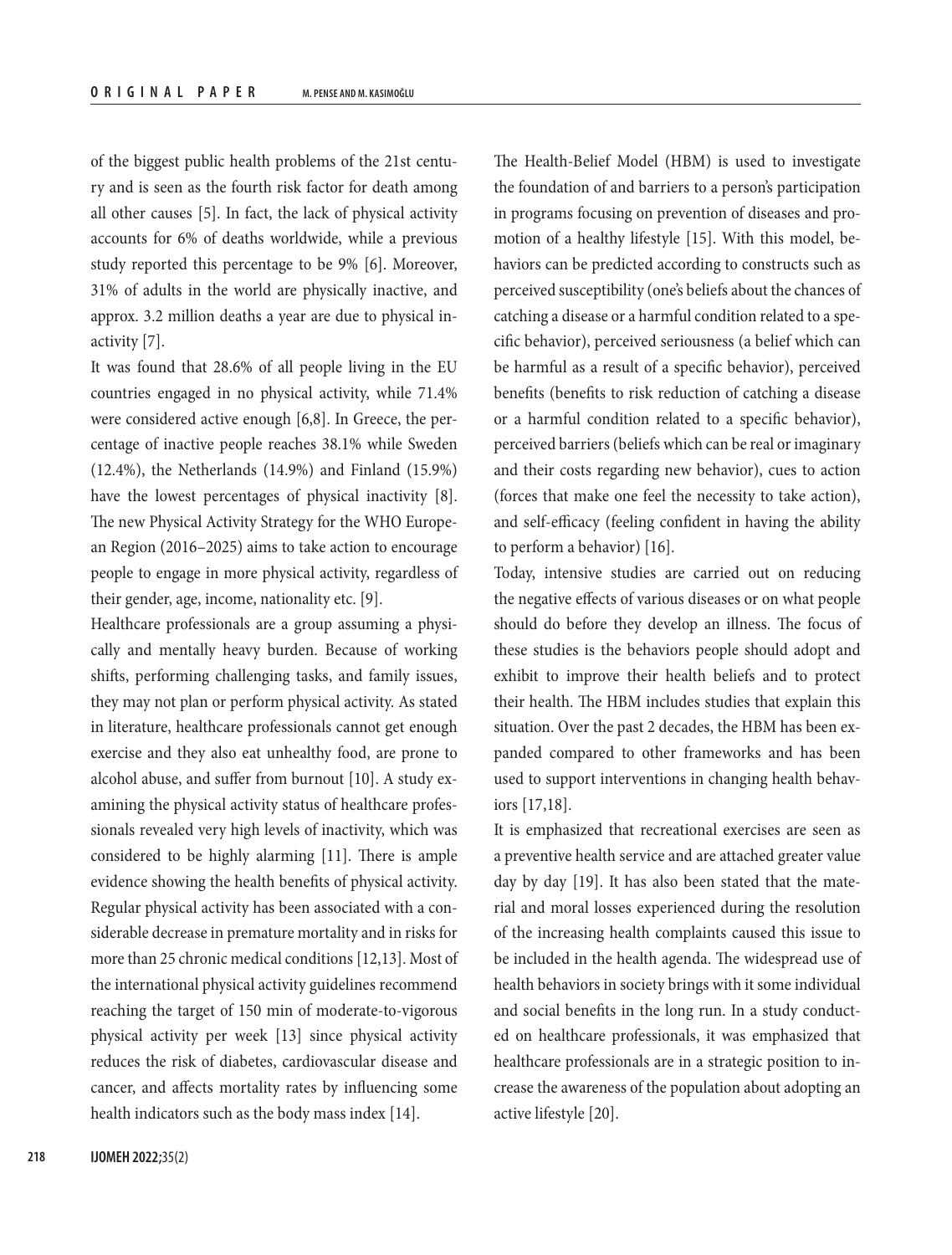of the biggest public health problems of the 21st century and is seen as the fourth risk factor for death among all other causes [5]. In fact, the lack of physical activity accounts for 6% of deaths worldwide, while a previous study reported this percentage to be 9% [6]. Moreover, 31% of adults in the world are physically inactive, and approx. 3.2 million deaths a year are due to physical inactivity [7].

It was found that 28.6% of all people living in the EU countries engaged in no physical activity, while 71.4% were considered active enough [6,8]. In Greece, the percentage of inactive people reaches 38.1% while Sweden (12.4%), the Netherlands (14.9%) and Finland (15.9%) have the lowest percentages of physical inactivity [8]. The new Physical Activity Strategy for the WHO European Region (2016–2025) aims to take action to encourage people to engage in more physical activity, regardless of their gender, age, income, nationality etc. [9].

Healthcare professionals are a group assuming a physically and mentally heavy burden. Because of working shifts, performing challenging tasks, and family issues, they may not plan or perform physical activity. As stated in literature, healthcare professionals cannot get enough exercise and they also eat unhealthy food, are prone to alcohol abuse, and suffer from burnout [10]. A study examining the physical activity status of healthcare professionals revealed very high levels of inactivity, which was considered to be highly alarming [11]. There is ample evidence showing the health benefits of physical activity. Regular physical activity has been associated with a considerable decrease in premature mortality and in risks for more than 25 chronic medical conditions [12,13]. Most of the international physical activity guidelines recommend reaching the target of 150 min of moderate-to-vigorous physical activity per week [13] since physical activity reduces the risk of diabetes, cardiovascular disease and cancer, and affects mortality rates by influencing some health indicators such as the body mass index [14].

The Health-Belief Model (HBM) is used to investigate the foundation of and barriers to a person's participation in programs focusing on prevention of diseases and promotion of a healthy lifestyle [15]. With this model, behaviors can be predicted according to constructs such as perceived susceptibility (one's beliefs about the chances of catching a disease or a harmful condition related to a specific behavior), perceived seriousness (a belief which can be harmful as a result of a specific behavior), perceived benefits (benefits to risk reduction of catching a disease or a harmful condition related to a specific behavior), perceived barriers (beliefs which can be real or imaginary and their costs regarding new behavior), cues to action (forces that make one feel the necessity to take action), and self-efficacy (feeling confident in having the ability to perform a behavior) [16].

Today, intensive studies are carried out on reducing the negative effects of various diseases or on what people should do before they develop an illness. The focus of these studies is the behaviors people should adopt and exhibit to improve their health beliefs and to protect their health. The HBM includes studies that explain this situation. Over the past 2 decades, the HBM has been expanded compared to other frameworks and has been used to support interventions in changing health behaviors [17,18].

It is emphasized that recreational exercises are seen as a preventive health service and are attached greater value day by day [19]. It has also been stated that the material and moral losses experienced during the resolution of the increasing health complaints caused this issue to be included in the health agenda. The widespread use of health behaviors in society brings with it some individual and social benefits in the long run. In a study conducted on healthcare professionals, it was emphasized that healthcare professionals are in a strategic position to increase the awareness of the population about adopting an active lifestyle [20].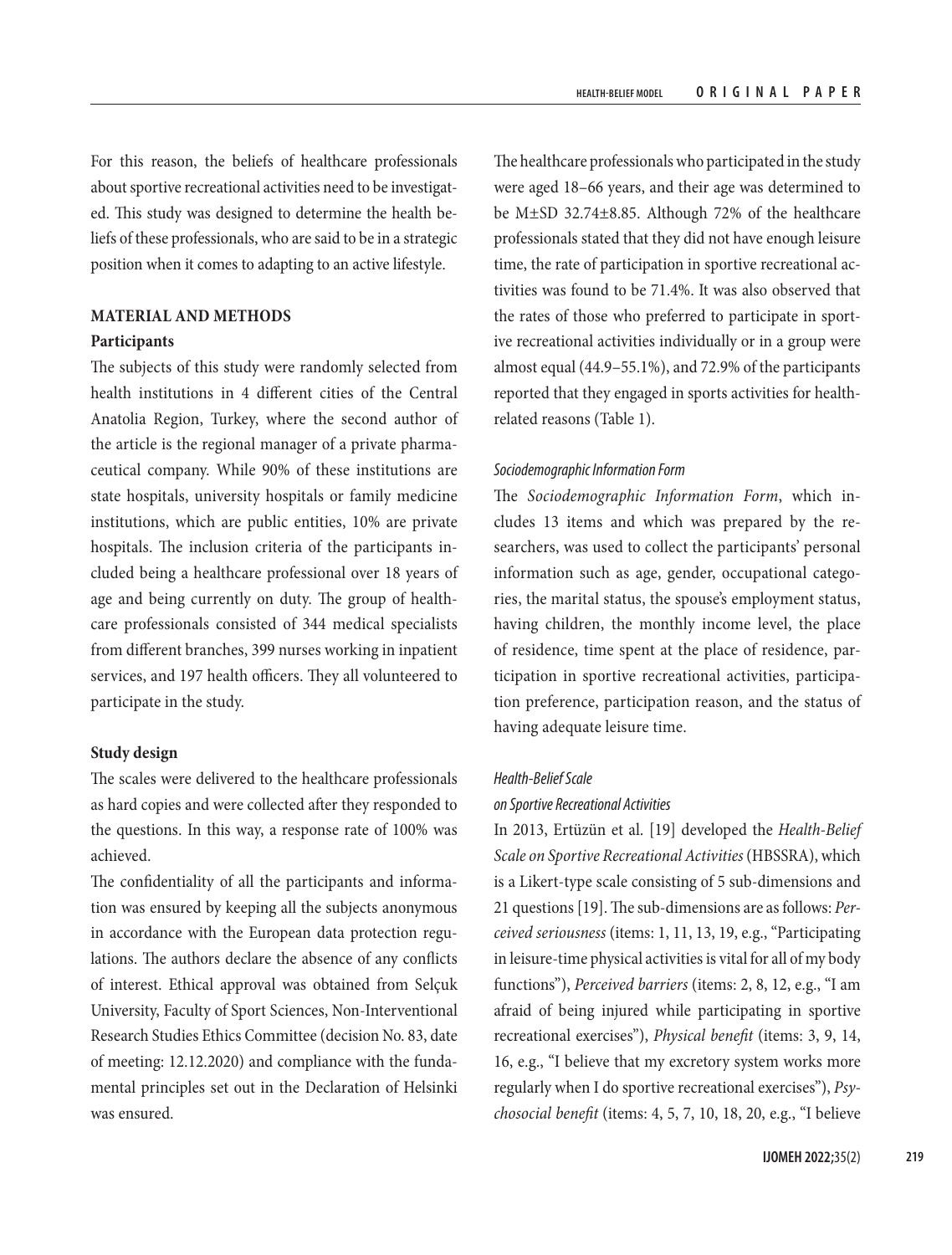For this reason, the beliefs of healthcare professionals about sportive recreational activities need to be investigated. This study was designed to determine the health beliefs of these professionals, who are said to be in a strategic position when it comes to adapting to an active lifestyle.

## MATERIAL AND METHODS

### Participants

The subjects of this study were randomly selected from health institutions in 4 different cities of the Central Anatolia Region, Turkey, where the second author of the article is the regional manager of a private pharmaceutical company. While 90% of these institutions are state hospitals, university hospitals or family medicine institutions, which are public entities, 10% are private hospitals. The inclusion criteria of the participants included being a healthcare professional over 18 years of age and being currently on duty. The group of healthcare professionals consisted of 344 medical specialists from different branches, 399 nurses working in inpatient services, and 197 health officers. They all volunteered to participate in the study.

### Study design

The scales were delivered to the healthcare professionals as hard copies and were collected after they responded to the questions. In this way, a response rate of 100% was achieved.

The confidentiality of all the participants and information was ensured by keeping all the subjects anonymous in accordance with the European data protection regulations. The authors declare the absence of any conflicts of interest. Ethical approval was obtained from Selçuk University, Faculty of Sport Sciences, Non-Interventional Research Studies Ethics Committee (decision No. 83, date of meeting: 12.12.2020) and compliance with the fundamental principles set out in the Declaration of Helsinki was ensured.

The healthcare professionals who participated in the study were aged 18–66 years, and their age was determined to be M±SD 32.74±8.85. Although 72% of the healthcare professionals stated that they did not have enough leisure time, the rate of participation in sportive recreational activities was found to be 71.4%. It was also observed that the rates of those who preferred to participate in sportive recreational activities individually or in a group were almost equal (44.9–55.1%), and 72.9% of the participants reported that they engaged in sports activities for health-related reasons (Table 1).

#### *Sociodemographic Information Form*

The *Sociodemographic Information Form*, which includes 13 items and which was prepared by the researchers, was used to collect the participants' personal information such as age, gender, occupational categories, the marital status, the spouse's employment status, having children, the monthly income level, the place of residence, time spent at the place of residence, participation in sportive recreational activities, participation preference, participation reason, and the status of having adequate leisure time.

#### *Health-Belief Scale on Sportive Recreational Activities*

In 2013, Ertüzün et al. [19] developed the *Health-Belief Scale on Sportive Recreational Activities* (HBSSRA), which is a Likert-type scale consisting of 5 sub-dimensions and 21 questions [19]. The sub-dimensions are as follows: *Perceived seriousness* (items: 1, 11, 13, 19, e.g., "Participating in leisure-time physical activities is vital for all of my body functions"), *Perceived barriers* (items: 2, 8, 12, e.g., "I am afraid of being injured while participating in sportive recreational exercises"), *Physical benefit* (items: 3, 9, 14, 16, e.g., "I believe that my excretory system works more regularly when I do sportive recreational exercises"), *Psychosocial benefit* (items: 4, 5, 7, 10, 18, 20, e.g., "I believe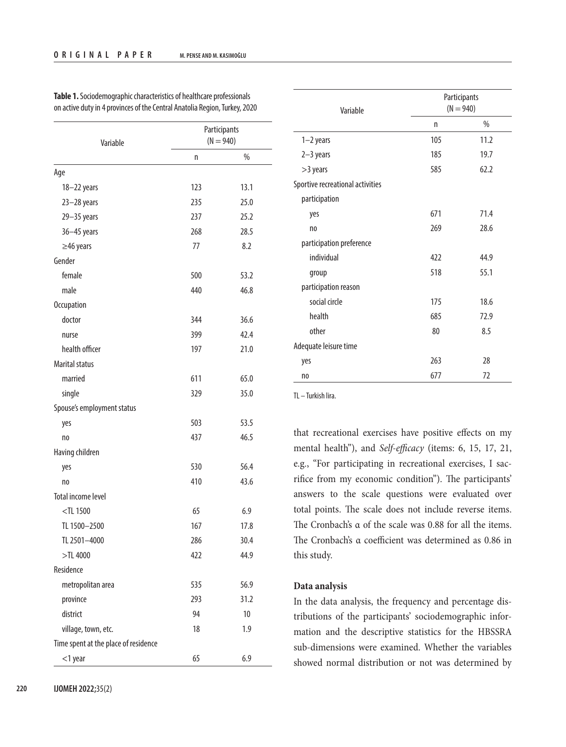**Table 1.** Sociodemographic characteristics of healthcare professionals on active duty in 4 provinces of the Central Anatolia Region, Turkey, 2020

| Variable | Participants (N = 940) | |
|---|---|---|
| | n | % |
| Age | | |
| 18–22 years | 123 | 13.1 |
| 23–28 years | 235 | 25.0 |
| 29–35 years | 237 | 25.2 |
| 36–45 years | 268 | 28.5 |
| ≥46 years | 77 | 8.2 |
| Gender | | |
| female | 500 | 53.2 |
| male | 440 | 46.8 |
| Occupation | | |
| doctor | 344 | 36.6 |
| nurse | 399 | 42.4 |
| health officer | 197 | 21.0 |
| Marital status | | |
| married | 611 | 65.0 |
| single | 329 | 35.0 |
| Spouse's employment status | | |
| yes | 503 | 53.5 |
| no | 437 | 46.5 |
| Having children | | |
| yes | 530 | 56.4 |
| no | 410 | 43.6 |
| Total income level | | |
| <TL 1500 | 65 | 6.9 |
| TL 1500–2500 | 167 | 17.8 |
| TL 2501–4000 | 286 | 30.4 |
| >TL 4000 | 422 | 44.9 |
| Residence | | |
| metropolitan area | 535 | 56.9 |
| province | 293 | 31.2 |
| district | 94 | 10 |
| village, town, etc. | 18 | 1.9 |
| Time spent at the place of residence | | |
| <1 year | 65 | 6.9 |
| 1–2 years | 105 | 11.2 |
| 2–3 years | 185 | 19.7 |
| >3 years | 585 | 62.2 |
| Sportive recreational activities | | |
| participation | | |
| yes | 671 | 71.4 |
| no | 269 | 28.6 |
| participation preference | | |
| individual | 422 | 44.9 |
| group | 518 | 55.1 |
| participation reason | | |
| social circle | 175 | 18.6 |
| health | 685 | 72.9 |
| other | 80 | 8.5 |
| Adequate leisure time | | |
| yes | 263 | 28 |
| no | 677 | 72 |

TL – Turkish lira.

that recreational exercises have positive effects on my mental health"), and *Self-efficacy* (items: 6, 15, 17, 21, e.g., "For participating in recreational exercises, I sacrifice from my economic condition"). The participants' answers to the scale questions were evaluated over total points. The scale does not include reverse items. The Cronbach's α of the scale was 0.88 for all the items. The Cronbach's α coefficient was determined as 0.86 in this study.

**Data analysis**

In the data analysis, the frequency and percentage distributions of the participants' sociodemographic information and the descriptive statistics for the HBSSRA sub-dimensions were examined. Whether the variables showed normal distribution or not was determined by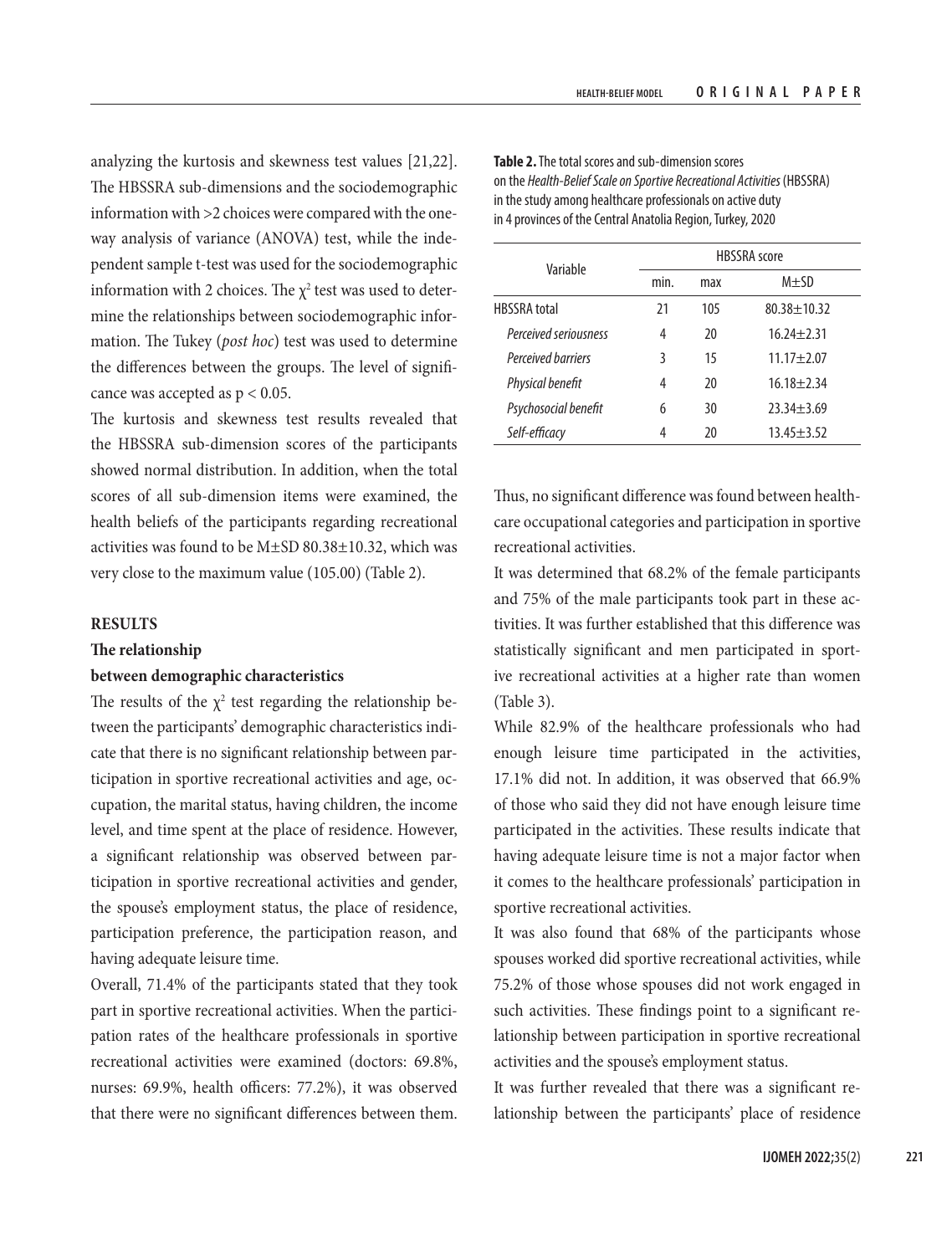analyzing the kurtosis and skewness test values [21,22]. The HBSSRA sub-dimensions and the sociodemographic information with >2 choices were compared with the one-way analysis of variance (ANOVA) test, while the independent sample t-test was used for the sociodemographic information with 2 choices. The $\chi^2$ test was used to determine the relationships between sociodemographic information. The Tukey (*post hoc*) test was used to determine the differences between the groups. The level of significance was accepted as $p < 0.05$.

The kurtosis and skewness test results revealed that the HBSSRA sub-dimension scores of the participants showed normal distribution. In addition, when the total scores of all sub-dimension items were examined, the health beliefs of the participants regarding recreational activities was found to be M±SD 80.38±10.32, which was very close to the maximum value (105.00) (Table 2).

**Table 2.** The total scores and sub-dimension scores on the *Health-Belief Scale on Sportive Recreational Activities* (HBSSRA) in the study among healthcare professionals on active duty in 4 provinces of the Central Anatolia Region, Turkey, 2020

| Variable | HBSSRA score | | |
|---|---|---|---|
| | min. | max | M±SD |
| HBSSRA total | 21 | 105 | 80.38±10.32 |
| *Perceived seriousness* | 4 | 20 | 16.24±2.31 |
| *Perceived barriers* | 3 | 15 | 11.17±2.07 |
| *Physical benefit* | 4 | 20 | 16.18±2.34 |
| *Psychosocial benefit* | 6 | 30 | 23.34±3.69 |
| *Self-efficacy* | 4 | 20 | 13.45±3.52 |

## RESULTS

### The relationship between demographic characteristics

The results of the $\chi^2$ test regarding the relationship between the participants' demographic characteristics indicate that there is no significant relationship between participation in sportive recreational activities and age, occupation, the marital status, having children, the income level, and time spent at the place of residence. However, a significant relationship was observed between participation in sportive recreational activities and gender, the spouse's employment status, the place of residence, participation preference, the participation reason, and having adequate leisure time.

Overall, 71.4% of the participants stated that they took part in sportive recreational activities. When the participation rates of the healthcare professionals in sportive recreational activities were examined (doctors: 69.8%, nurses: 69.9%, health officers: 77.2%), it was observed that there were no significant differences between them. Thus, no significant difference was found between healthcare occupational categories and participation in sportive recreational activities.

It was determined that 68.2% of the female participants and 75% of the male participants took part in these activities. It was further established that this difference was statistically significant and men participated in sportive recreational activities at a higher rate than women (Table 3).

While 82.9% of the healthcare professionals who had enough leisure time participated in the activities, 17.1% did not. In addition, it was observed that 66.9% of those who said they did not have enough leisure time participated in the activities. These results indicate that having adequate leisure time is not a major factor when it comes to the healthcare professionals' participation in sportive recreational activities.

It was also found that 68% of the participants whose spouses worked did sportive recreational activities, while 75.2% of those whose spouses did not work engaged in such activities. These findings point to a significant relationship between participation in sportive recreational activities and the spouse's employment status.

It was further revealed that there was a significant relationship between the participants' place of residence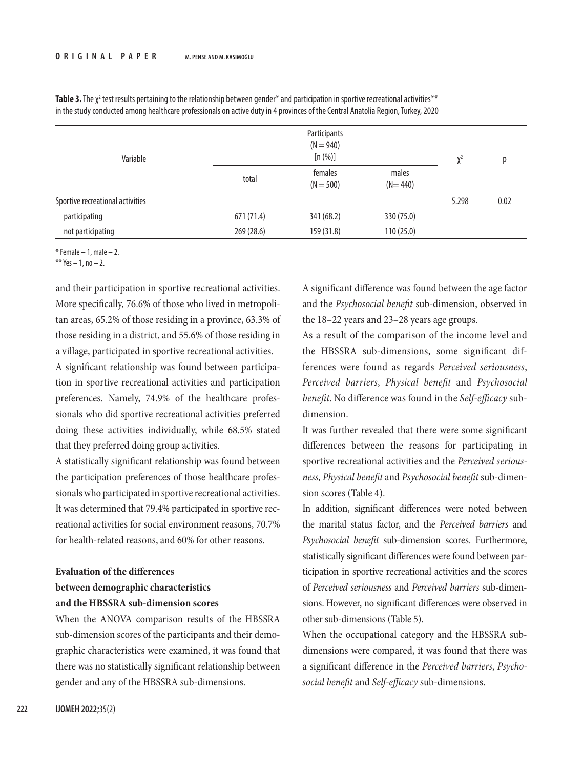**Table 3.** The $\chi^2$ test results pertaining to the relationship between gender* and participation in sportive recreational activities** in the study conducted among healthcare professionals on active duty in 4 provinces of the Central Anatolia Region, Turkey, 2020

| Variable | Participants (N = 940) [n (%)] | | | $\chi^2$ | p |
|---|---|---|---|---|---|
| | total | females (N = 500) | males (N= 440) | | |
| Sportive recreational activities | | | | 5.298 | 0.02 |
| participating | 671 (71.4) | 341 (68.2) | 330 (75.0) | | |
| not participating | 269 (28.6) | 159 (31.8) | 110 (25.0) | | |

* Female – 1, male – 2.

** Yes – 1, no – 2.

and their participation in sportive recreational activities. More specifically, 76.6% of those who lived in metropolitan areas, 65.2% of those residing in a province, 63.3% of those residing in a district, and 55.6% of those residing in a village, participated in sportive recreational activities.

A significant relationship was found between participation in sportive recreational activities and participation preferences. Namely, 74.9% of the healthcare professionals who did sportive recreational activities preferred doing these activities individually, while 68.5% stated that they preferred doing group activities.

A statistically significant relationship was found between the participation preferences of those healthcare professionals who participated in sportive recreational activities. It was determined that 79.4% participated in sportive recreational activities for social environment reasons, 70.7% for health-related reasons, and 60% for other reasons.

### Evaluation of the differences between demographic characteristics and the HBSSRA sub-dimension scores

When the ANOVA comparison results of the HBSSRA sub-dimension scores of the participants and their demographic characteristics were examined, it was found that there was no statistically significant relationship between gender and any of the HBSSRA sub-dimensions.

A significant difference was found between the age factor and the *Psychosocial benefit* sub-dimension, observed in the 18–22 years and 23–28 years age groups.

As a result of the comparison of the income level and the HBSSRA sub-dimensions, some significant differences were found as regards *Perceived seriousness*, *Perceived barriers*, *Physical benefit* and *Psychosocial benefit*. No difference was found in the *Self-efficacy* sub-dimension.

It was further revealed that there were some significant differences between the reasons for participating in sportive recreational activities and the *Perceived seriousness*, *Physical benefit* and *Psychosocial benefit* sub-dimension scores (Table 4).

In addition, significant differences were noted between the marital status factor, and the *Perceived barriers* and *Psychosocial benefit* sub-dimension scores. Furthermore, statistically significant differences were found between participation in sportive recreational activities and the scores of *Perceived seriousness* and *Perceived barriers* sub-dimensions. However, no significant differences were observed in other sub-dimensions (Table 5).

When the occupational category and the HBSSRA sub-dimensions were compared, it was found that there was a significant difference in the *Perceived barriers*, *Psychosocial benefit* and *Self-efficacy* sub-dimensions.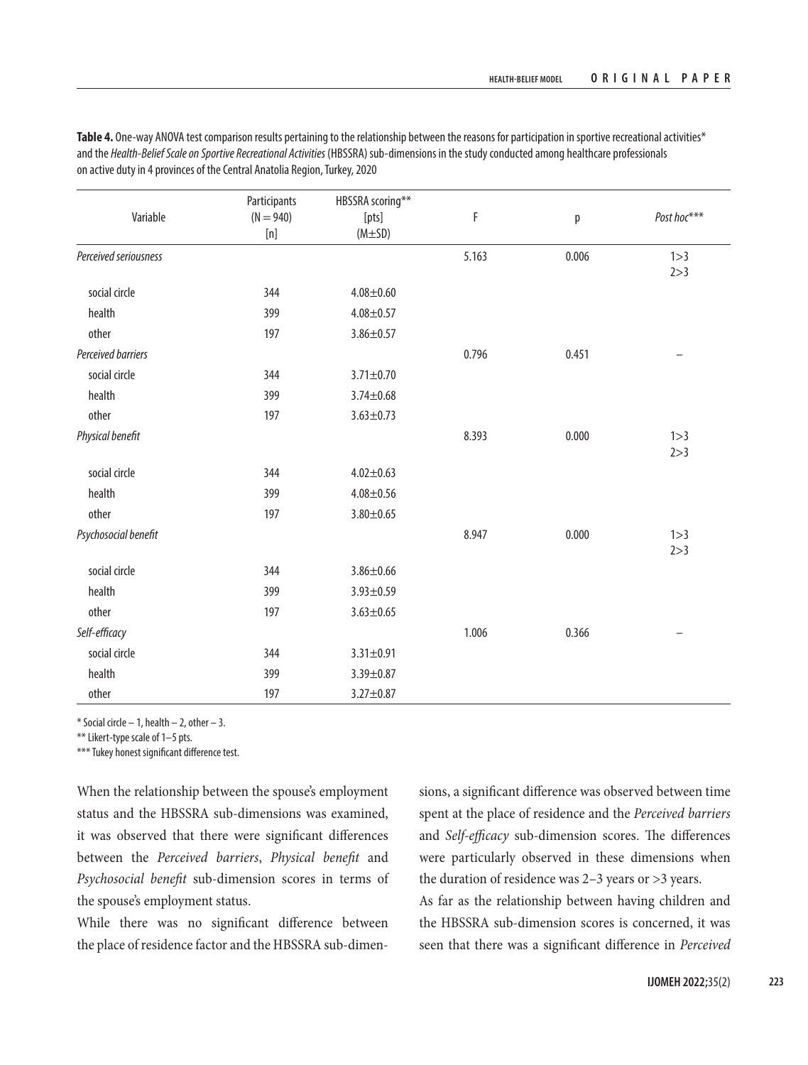**Table 4.** One-way ANOVA test comparison results pertaining to the relationship between the reasons for participation in sportive recreational activities* and the *Health-Belief Scale on Sportive Recreational Activities* (HBSSRA) sub-dimensions in the study conducted among healthcare professionals on active duty in 4 provinces of the Central Anatolia Region, Turkey, 2020

| Variable | Participants (N = 940) [n] | HBSSRA scoring** [pts] (M±SD) | F | p | *Post hoc**** |
|---|---|---|---|---|---|
| *Perceived seriousness* | | | 5.163 | 0.006 | 1>3<br>2>3 |
| social circle | 344 | 4.08±0.60 | | | |
| health | 399 | 4.08±0.57 | | | |
| other | 197 | 3.86±0.57 | | | |
| *Perceived barriers* | | | 0.796 | 0.451 | – |
| social circle | 344 | 3.71±0.70 | | | |
| health | 399 | 3.74±0.68 | | | |
| other | 197 | 3.63±0.73 | | | |
| *Physical benefit* | | | 8.393 | 0.000 | 1>3<br>2>3 |
| social circle | 344 | 4.02±0.63 | | | |
| health | 399 | 4.08±0.56 | | | |
| other | 197 | 3.80±0.65 | | | |
| *Psychosocial benefit* | | | 8.947 | 0.000 | 1>3<br>2>3 |
| social circle | 344 | 3.86±0.66 | | | |
| health | 399 | 3.93±0.59 | | | |
| other | 197 | 3.63±0.65 | | | |
| *Self-efficacy* | | | 1.006 | 0.366 | – |
| social circle | 344 | 3.31±0.91 | | | |
| health | 399 | 3.39±0.87 | | | |
| other | 197 | 3.27±0.87 | | | |

* Social circle – 1, health – 2, other – 3.
** Likert-type scale of 1–5 pts.
*** Tukey honest significant difference test.

When the relationship between the spouse's employment status and the HBSSRA sub-dimensions was examined, it was observed that there were significant differences between the *Perceived barriers*, *Physical benefit* and *Psychosocial benefit* sub-dimension scores in terms of the spouse's employment status.

While there was no significant difference between the place of residence factor and the HBSSRA sub-dimensions, a significant difference was observed between time spent at the place of residence and the *Perceived barriers* and *Self-efficacy* sub-dimension scores. The differences were particularly observed in these dimensions when the duration of residence was 2–3 years or >3 years.

As far as the relationship between having children and the HBSSRA sub-dimension scores is concerned, it was seen that there was a significant difference in *Perceived*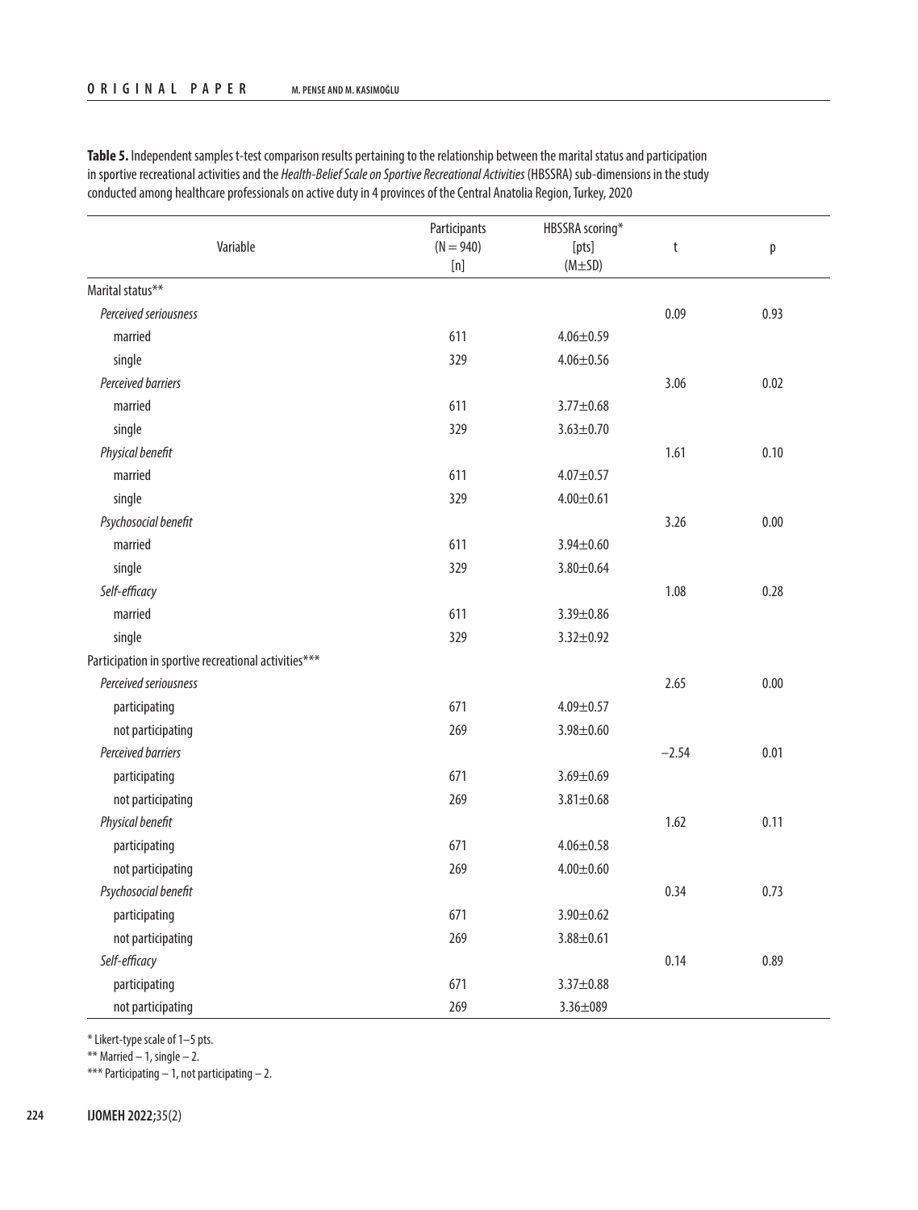**Table 5.** Independent samples t-test comparison results pertaining to the relationship between the marital status and participation in sportive recreational activities and the *Health-Belief Scale on Sportive Recreational Activities* (HBSSRA) sub-dimensions in the study conducted among healthcare professionals on active duty in 4 provinces of the Central Anatolia Region, Turkey, 2020

| Variable | Participants (N = 940) [n] | HBSSRA scoring* [pts] (M±SD) | t | p |
|---|---|---|---|---|
| Marital status** | | | | |
| *Perceived seriousness* | | | 0.09 | 0.93 |
| married | 611 | 4.06±0.59 | | |
| single | 329 | 4.06±0.56 | | |
| *Perceived barriers* | | | 3.06 | 0.02 |
| married | 611 | 3.77±0.68 | | |
| single | 329 | 3.63±0.70 | | |
| *Physical benefit* | | | 1.61 | 0.10 |
| married | 611 | 4.07±0.57 | | |
| single | 329 | 4.00±0.61 | | |
| *Psychosocial benefit* | | | 3.26 | 0.00 |
| married | 611 | 3.94±0.60 | | |
| single | 329 | 3.80±0.64 | | |
| *Self-efficacy* | | | 1.08 | 0.28 |
| married | 611 | 3.39±0.86 | | |
| single | 329 | 3.32±0.92 | | |
| Participation in sportive recreational activities*** | | | | |
| *Perceived seriousness* | | | 2.65 | 0.00 |
| participating | 671 | 4.09±0.57 | | |
| not participating | 269 | 3.98±0.60 | | |
| *Perceived barriers* | | | −2.54 | 0.01 |
| participating | 671 | 3.69±0.69 | | |
| not participating | 269 | 3.81±0.68 | | |
| *Physical benefit* | | | 1.62 | 0.11 |
| participating | 671 | 4.06±0.58 | | |
| not participating | 269 | 4.00±0.60 | | |
| *Psychosocial benefit* | | | 0.34 | 0.73 |
| participating | 671 | 3.90±0.62 | | |
| not participating | 269 | 3.88±0.61 | | |
| *Self-efficacy* | | | 0.14 | 0.89 |
| participating | 671 | 3.37±0.88 | | |
| not participating | 269 | 3.36±089 | | |

\* Likert-type scale of 1–5 pts.

\*\* Married – 1, single – 2.

\*\*\* Participating – 1, not participating – 2.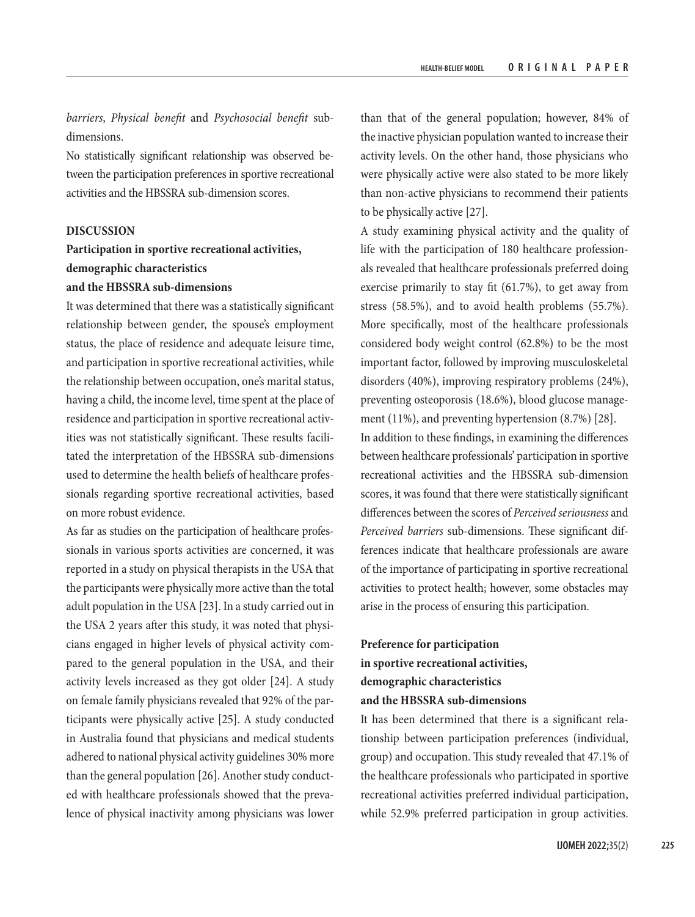*barriers*, *Physical benefit* and *Psychosocial benefit* sub-dimensions.

No statistically significant relationship was observed between the participation preferences in sportive recreational activities and the HBSSRA sub-dimension scores.

## DISCUSSION

### Participation in sportive recreational activities, demographic characteristics and the HBSSRA sub-dimensions

It was determined that there was a statistically significant relationship between gender, the spouse's employment status, the place of residence and adequate leisure time, and participation in sportive recreational activities, while the relationship between occupation, one's marital status, having a child, the income level, time spent at the place of residence and participation in sportive recreational activities was not statistically significant. These results facilitated the interpretation of the HBSSRA sub-dimensions used to determine the health beliefs of healthcare professionals regarding sportive recreational activities, based on more robust evidence.

As far as studies on the participation of healthcare professionals in various sports activities are concerned, it was reported in a study on physical therapists in the USA that the participants were physically more active than the total adult population in the USA [23]. In a study carried out in the USA 2 years after this study, it was noted that physicians engaged in higher levels of physical activity compared to the general population in the USA, and their activity levels increased as they got older [24]. A study on female family physicians revealed that 92% of the participants were physically active [25]. A study conducted in Australia found that physicians and medical students adhered to national physical activity guidelines 30% more than the general population [26]. Another study conducted with healthcare professionals showed that the prevalence of physical inactivity among physicians was lower than that of the general population; however, 84% of the inactive physician population wanted to increase their activity levels. On the other hand, those physicians who were physically active were also stated to be more likely than non-active physicians to recommend their patients to be physically active [27].

A study examining physical activity and the quality of life with the participation of 180 healthcare professionals revealed that healthcare professionals preferred doing exercise primarily to stay fit (61.7%), to get away from stress (58.5%), and to avoid health problems (55.7%). More specifically, most of the healthcare professionals considered body weight control (62.8%) to be the most important factor, followed by improving musculoskeletal disorders (40%), improving respiratory problems (24%), preventing osteoporosis (18.6%), blood glucose management (11%), and preventing hypertension (8.7%) [28].

In addition to these findings, in examining the differences between healthcare professionals' participation in sportive recreational activities and the HBSSRA sub-dimension scores, it was found that there were statistically significant differences between the scores of *Perceived seriousness* and *Perceived barriers* sub-dimensions. These significant differences indicate that healthcare professionals are aware of the importance of participating in sportive recreational activities to protect health; however, some obstacles may arise in the process of ensuring this participation.

### Preference for participation in sportive recreational activities, demographic characteristics and the HBSSRA sub-dimensions

It has been determined that there is a significant relationship between participation preferences (individual, group) and occupation. This study revealed that 47.1% of the healthcare professionals who participated in sportive recreational activities preferred individual participation, while 52.9% preferred participation in group activities.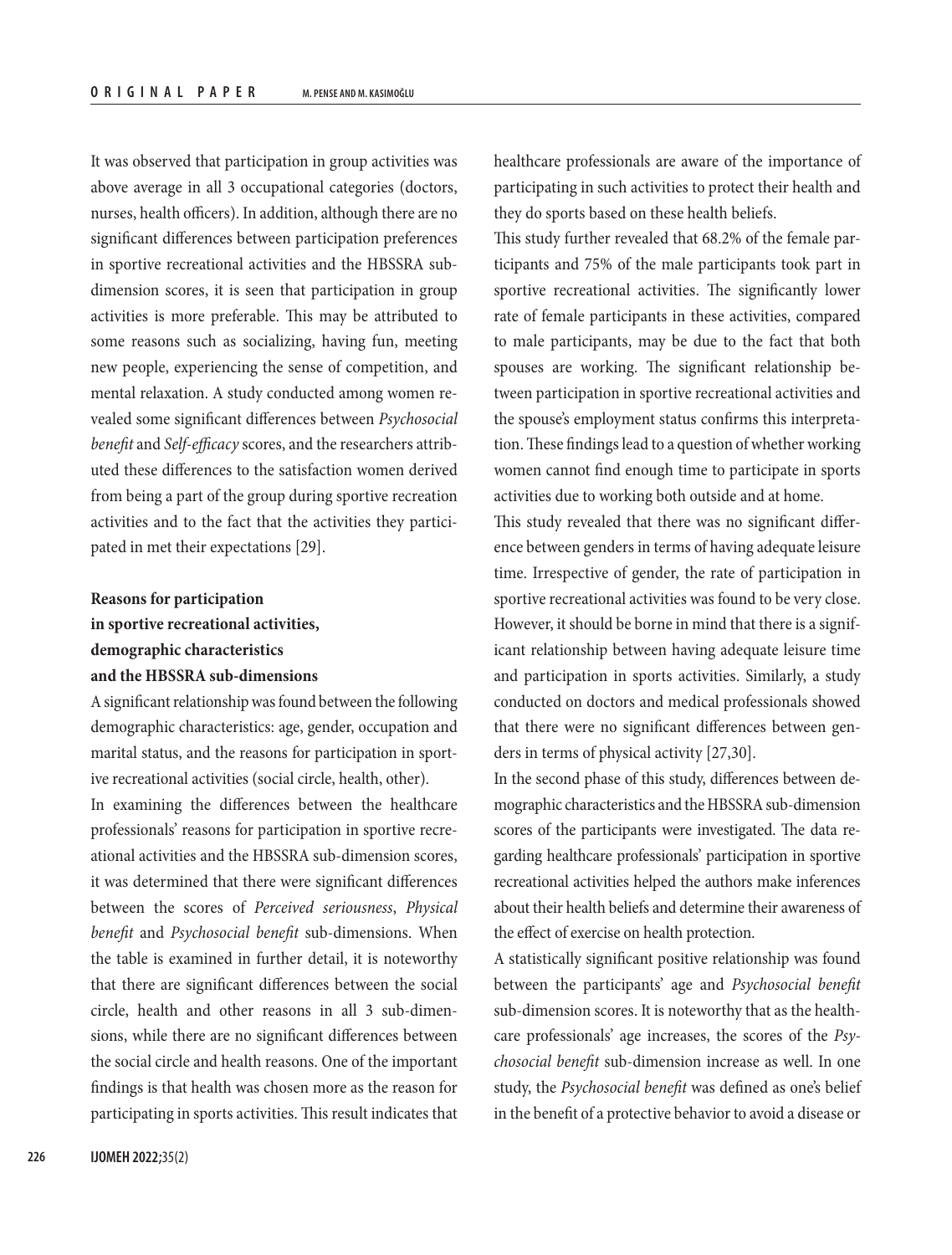It was observed that participation in group activities was above average in all 3 occupational categories (doctors, nurses, health officers). In addition, although there are no significant differences between participation preferences in sportive recreational activities and the HBSSRA sub-dimension scores, it is seen that participation in group activities is more preferable. This may be attributed to some reasons such as socializing, having fun, meeting new people, experiencing the sense of competition, and mental relaxation. A study conducted among women revealed some significant differences between *Psychosocial benefit* and *Self-efficacy* scores, and the researchers attributed these differences to the satisfaction women derived from being a part of the group during sportive recreation activities and to the fact that the activities they participated in met their expectations [29].

### Reasons for participation in sportive recreational activities, demographic characteristics and the HBSSRA sub-dimensions

A significant relationship was found between the following demographic characteristics: age, gender, occupation and marital status, and the reasons for participation in sportive recreational activities (social circle, health, other).

In examining the differences between the healthcare professionals' reasons for participation in sportive recreational activities and the HBSSRA sub-dimension scores, it was determined that there were significant differences between the scores of *Perceived seriousness*, *Physical benefit* and *Psychosocial benefit* sub-dimensions. When the table is examined in further detail, it is noteworthy that there are significant differences between the social circle, health and other reasons in all 3 sub-dimensions, while there are no significant differences between the social circle and health reasons. One of the important findings is that health was chosen more as the reason for participating in sports activities. This result indicates that healthcare professionals are aware of the importance of participating in such activities to protect their health and they do sports based on these health beliefs.

This study further revealed that 68.2% of the female participants and 75% of the male participants took part in sportive recreational activities. The significantly lower rate of female participants in these activities, compared to male participants, may be due to the fact that both spouses are working. The significant relationship between participation in sportive recreational activities and the spouse's employment status confirms this interpretation. These findings lead to a question of whether working women cannot find enough time to participate in sports activities due to working both outside and at home.

This study revealed that there was no significant difference between genders in terms of having adequate leisure time. Irrespective of gender, the rate of participation in sportive recreational activities was found to be very close. However, it should be borne in mind that there is a significant relationship between having adequate leisure time and participation in sports activities. Similarly, a study conducted on doctors and medical professionals showed that there were no significant differences between genders in terms of physical activity [27,30].

In the second phase of this study, differences between demographic characteristics and the HBSSRA sub-dimension scores of the participants were investigated. The data regarding healthcare professionals' participation in sportive recreational activities helped the authors make inferences about their health beliefs and determine their awareness of the effect of exercise on health protection.

A statistically significant positive relationship was found between the participants' age and *Psychosocial benefit* sub-dimension scores. It is noteworthy that as the healthcare professionals' age increases, the scores of the *Psychosocial benefit* sub-dimension increase as well. In one study, the *Psychosocial benefit* was defined as one's belief in the benefit of a protective behavior to avoid a disease or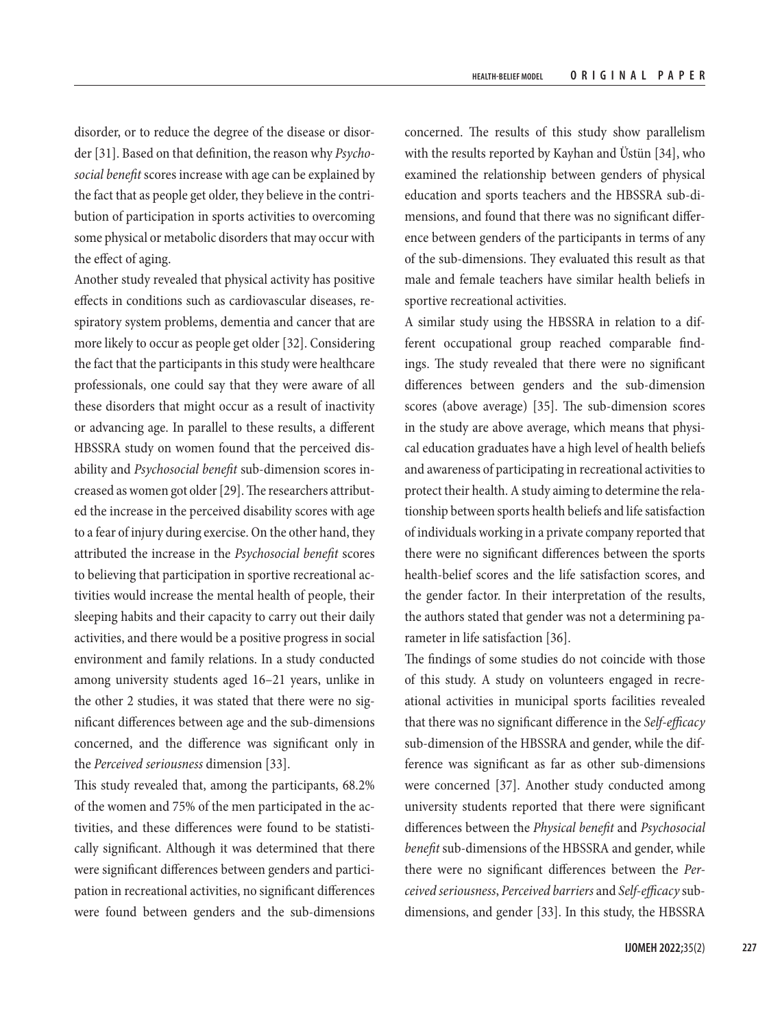disorder, or to reduce the degree of the disease or disorder [31]. Based on that definition, the reason why *Psychosocial benefit* scores increase with age can be explained by the fact that as people get older, they believe in the contribution of participation in sports activities to overcoming some physical or metabolic disorders that may occur with the effect of aging.

Another study revealed that physical activity has positive effects in conditions such as cardiovascular diseases, respiratory system problems, dementia and cancer that are more likely to occur as people get older [32]. Considering the fact that the participants in this study were healthcare professionals, one could say that they were aware of all these disorders that might occur as a result of inactivity or advancing age. In parallel to these results, a different HBSSRA study on women found that the perceived disability and *Psychosocial benefit* sub-dimension scores increased as women got older [29]. The researchers attributed the increase in the perceived disability scores with age to a fear of injury during exercise. On the other hand, they attributed the increase in the *Psychosocial benefit* scores to believing that participation in sportive recreational activities would increase the mental health of people, their sleeping habits and their capacity to carry out their daily activities, and there would be a positive progress in social environment and family relations. In a study conducted among university students aged 16–21 years, unlike in the other 2 studies, it was stated that there were no significant differences between age and the sub-dimensions concerned, and the difference was significant only in the *Perceived seriousness* dimension [33].

This study revealed that, among the participants, 68.2% of the women and 75% of the men participated in the activities, and these differences were found to be statistically significant. Although it was determined that there were significant differences between genders and participation in recreational activities, no significant differences were found between genders and the sub-dimensions concerned. The results of this study show parallelism with the results reported by Kayhan and Üstün [34], who examined the relationship between genders of physical education and sports teachers and the HBSSRA sub-dimensions, and found that there was no significant difference between genders of the participants in terms of any of the sub-dimensions. They evaluated this result as that male and female teachers have similar health beliefs in sportive recreational activities.

A similar study using the HBSSRA in relation to a different occupational group reached comparable findings. The study revealed that there were no significant differences between genders and the sub-dimension scores (above average) [35]. The sub-dimension scores in the study are above average, which means that physical education graduates have a high level of health beliefs and awareness of participating in recreational activities to protect their health. A study aiming to determine the relationship between sports health beliefs and life satisfaction of individuals working in a private company reported that there were no significant differences between the sports health-belief scores and the life satisfaction scores, and the gender factor. In their interpretation of the results, the authors stated that gender was not a determining parameter in life satisfaction [36].

The findings of some studies do not coincide with those of this study. A study on volunteers engaged in recreational activities in municipal sports facilities revealed that there was no significant difference in the *Self-efficacy* sub-dimension of the HBSSRA and gender, while the difference was significant as far as other sub-dimensions were concerned [37]. Another study conducted among university students reported that there were significant differences between the *Physical benefit* and *Psychosocial benefit* sub-dimensions of the HBSSRA and gender, while there were no significant differences between the *Perceived seriousness*, *Perceived barriers* and *Self-efficacy* sub-dimensions, and gender [33]. In this study, the HBSSRA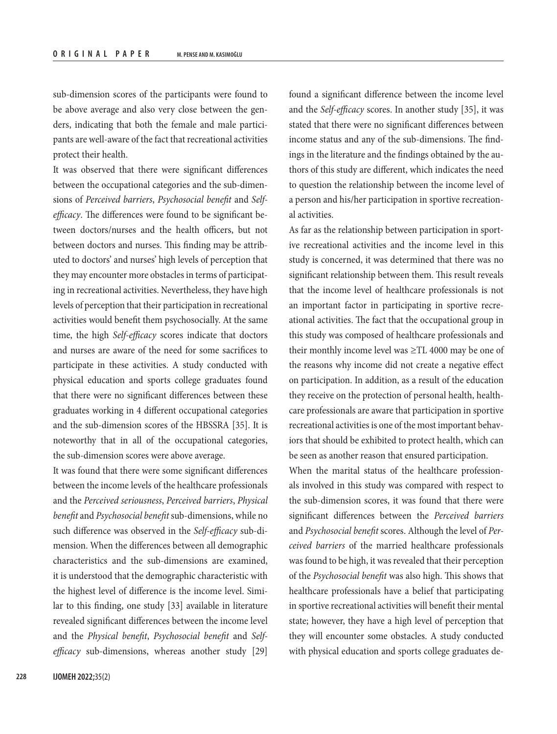sub-dimension scores of the participants were found to be above average and also very close between the genders, indicating that both the female and male participants are well-aware of the fact that recreational activities protect their health.

It was observed that there were significant differences between the occupational categories and the sub-dimensions of *Perceived barriers*, *Psychosocial benefit* and *Self-efficacy*. The differences were found to be significant between doctors/nurses and the health officers, but not between doctors and nurses. This finding may be attributed to doctors' and nurses' high levels of perception that they may encounter more obstacles in terms of participating in recreational activities. Nevertheless, they have high levels of perception that their participation in recreational activities would benefit them psychosocially. At the same time, the high *Self-efficacy* scores indicate that doctors and nurses are aware of the need for some sacrifices to participate in these activities. A study conducted with physical education and sports college graduates found that there were no significant differences between these graduates working in 4 different occupational categories and the sub-dimension scores of the HBSSRA [35]. It is noteworthy that in all of the occupational categories, the sub-dimension scores were above average.

It was found that there were some significant differences between the income levels of the healthcare professionals and the *Perceived seriousness*, *Perceived barriers*, *Physical benefit* and *Psychosocial benefit* sub-dimensions, while no such difference was observed in the *Self-efficacy* sub-dimension. When the differences between all demographic characteristics and the sub-dimensions are examined, it is understood that the demographic characteristic with the highest level of difference is the income level. Similar to this finding, one study [33] available in literature revealed significant differences between the income level and the *Physical benefit*, *Psychosocial benefit* and *Self-efficacy* sub-dimensions, whereas another study [29] found a significant difference between the income level and the *Self-efficacy* scores. In another study [35], it was stated that there were no significant differences between income status and any of the sub-dimensions. The findings in the literature and the findings obtained by the authors of this study are different, which indicates the need to question the relationship between the income level of a person and his/her participation in sportive recreational activities.

As far as the relationship between participation in sportive recreational activities and the income level in this study is concerned, it was determined that there was no significant relationship between them. This result reveals that the income level of healthcare professionals is not an important factor in participating in sportive recreational activities. The fact that the occupational group in this study was composed of healthcare professionals and their monthly income level was ≥TL 4000 may be one of the reasons why income did not create a negative effect on participation. In addition, as a result of the education they receive on the protection of personal health, healthcare professionals are aware that participation in sportive recreational activities is one of the most important behaviors that should be exhibited to protect health, which can be seen as another reason that ensured participation.

When the marital status of the healthcare professionals involved in this study was compared with respect to the sub-dimension scores, it was found that there were significant differences between the *Perceived barriers* and *Psychosocial benefit* scores. Although the level of *Perceived barriers* of the married healthcare professionals was found to be high, it was revealed that their perception of the *Psychosocial benefit* was also high. This shows that healthcare professionals have a belief that participating in sportive recreational activities will benefit their mental state; however, they have a high level of perception that they will encounter some obstacles. A study conducted with physical education and sports college graduates de-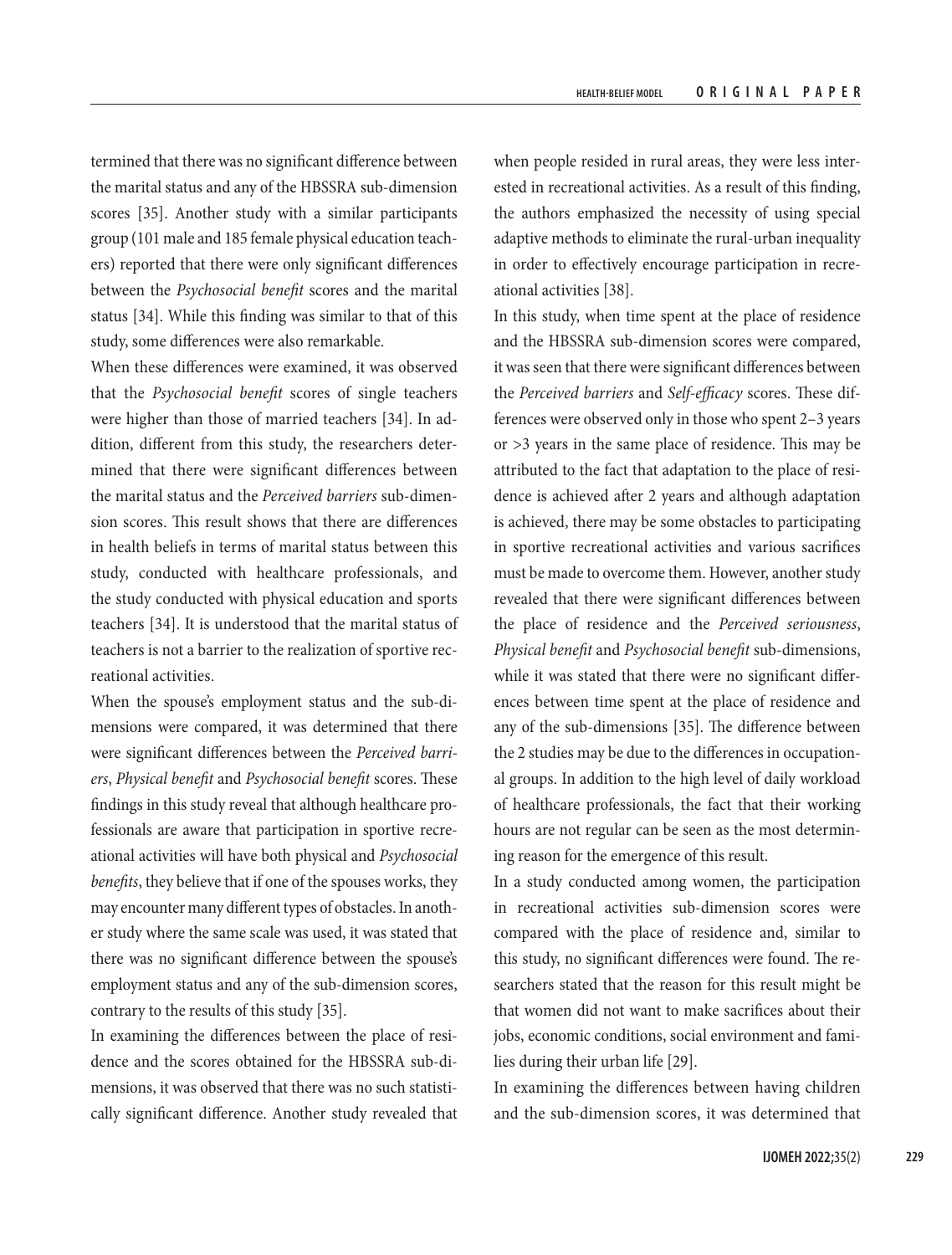termined that there was no significant difference between the marital status and any of the HBSSRA sub-dimension scores [35]. Another study with a similar participants group (101 male and 185 female physical education teachers) reported that there were only significant differences between the *Psychosocial benefit* scores and the marital status [34]. While this finding was similar to that of this study, some differences were also remarkable.

When these differences were examined, it was observed that the *Psychosocial benefit* scores of single teachers were higher than those of married teachers [34]. In addition, different from this study, the researchers determined that there were significant differences between the marital status and the *Perceived barriers* sub-dimension scores. This result shows that there are differences in health beliefs in terms of marital status between this study, conducted with healthcare professionals, and the study conducted with physical education and sports teachers [34]. It is understood that the marital status of teachers is not a barrier to the realization of sportive recreational activities.

When the spouse's employment status and the sub-dimensions were compared, it was determined that there were significant differences between the *Perceived barriers*, *Physical benefit* and *Psychosocial benefit* scores. These findings in this study reveal that although healthcare professionals are aware that participation in sportive recreational activities will have both physical and *Psychosocial benefits*, they believe that if one of the spouses works, they may encounter many different types of obstacles. In another study where the same scale was used, it was stated that there was no significant difference between the spouse's employment status and any of the sub-dimension scores, contrary to the results of this study [35].

In examining the differences between the place of residence and the scores obtained for the HBSSRA sub-dimensions, it was observed that there was no such statistically significant difference. Another study revealed that when people resided in rural areas, they were less interested in recreational activities. As a result of this finding, the authors emphasized the necessity of using special adaptive methods to eliminate the rural-urban inequality in order to effectively encourage participation in recreational activities [38].

In this study, when time spent at the place of residence and the HBSSRA sub-dimension scores were compared, it was seen that there were significant differences between the *Perceived barriers* and *Self-efficacy* scores. These differences were observed only in those who spent 2–3 years or >3 years in the same place of residence. This may be attributed to the fact that adaptation to the place of residence is achieved after 2 years and although adaptation is achieved, there may be some obstacles to participating in sportive recreational activities and various sacrifices must be made to overcome them. However, another study revealed that there were significant differences between the place of residence and the *Perceived seriousness*, *Physical benefit* and *Psychosocial benefit* sub-dimensions, while it was stated that there were no significant differences between time spent at the place of residence and any of the sub-dimensions [35]. The difference between the 2 studies may be due to the differences in occupational groups. In addition to the high level of daily workload of healthcare professionals, the fact that their working hours are not regular can be seen as the most determining reason for the emergence of this result.

In a study conducted among women, the participation in recreational activities sub-dimension scores were compared with the place of residence and, similar to this study, no significant differences were found. The researchers stated that the reason for this result might be that women did not want to make sacrifices about their jobs, economic conditions, social environment and families during their urban life [29].

In examining the differences between having children and the sub-dimension scores, it was determined that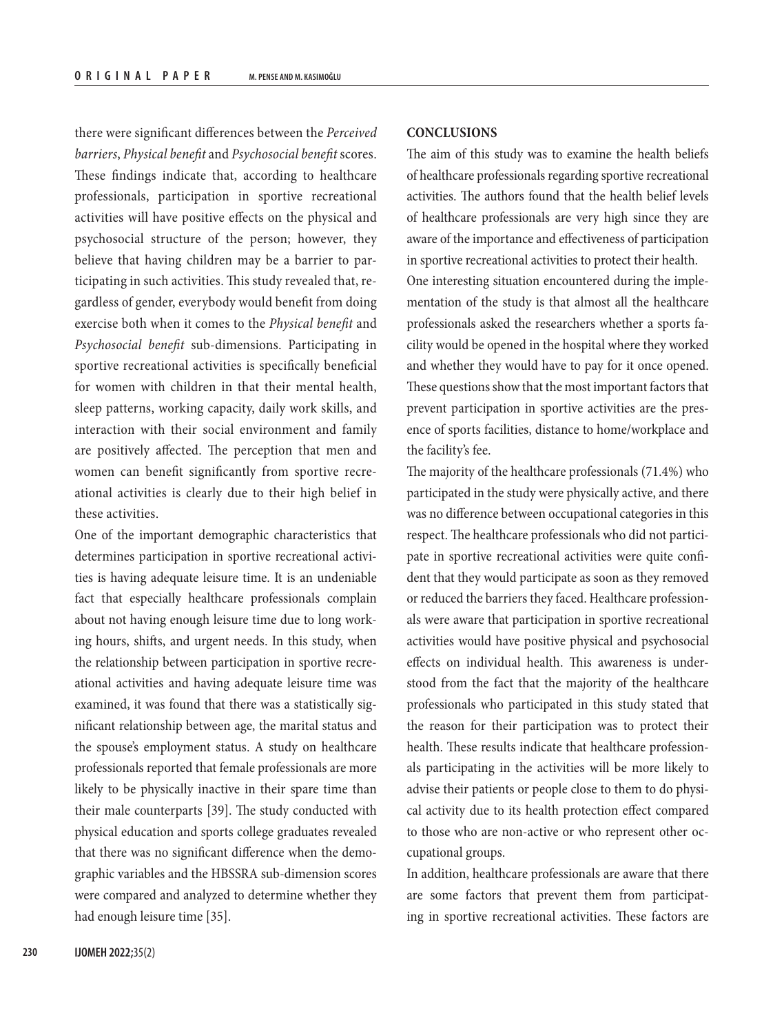there were significant differences between the *Perceived barriers*, *Physical benefit* and *Psychosocial benefit* scores. These findings indicate that, according to healthcare professionals, participation in sportive recreational activities will have positive effects on the physical and psychosocial structure of the person; however, they believe that having children may be a barrier to participating in such activities. This study revealed that, regardless of gender, everybody would benefit from doing exercise both when it comes to the *Physical benefit* and *Psychosocial benefit* sub-dimensions. Participating in sportive recreational activities is specifically beneficial for women with children in that their mental health, sleep patterns, working capacity, daily work skills, and interaction with their social environment and family are positively affected. The perception that men and women can benefit significantly from sportive recreational activities is clearly due to their high belief in these activities.

One of the important demographic characteristics that determines participation in sportive recreational activities is having adequate leisure time. It is an undeniable fact that especially healthcare professionals complain about not having enough leisure time due to long working hours, shifts, and urgent needs. In this study, when the relationship between participation in sportive recreational activities and having adequate leisure time was examined, it was found that there was a statistically significant relationship between age, the marital status and the spouse's employment status. A study on healthcare professionals reported that female professionals are more likely to be physically inactive in their spare time than their male counterparts [39]. The study conducted with physical education and sports college graduates revealed that there was no significant difference when the demographic variables and the HBSSRA sub-dimension scores were compared and analyzed to determine whether they had enough leisure time [35].

## CONCLUSIONS

The aim of this study was to examine the health beliefs of healthcare professionals regarding sportive recreational activities. The authors found that the health belief levels of healthcare professionals are very high since they are aware of the importance and effectiveness of participation in sportive recreational activities to protect their health.

One interesting situation encountered during the implementation of the study is that almost all the healthcare professionals asked the researchers whether a sports facility would be opened in the hospital where they worked and whether they would have to pay for it once opened. These questions show that the most important factors that prevent participation in sportive activities are the presence of sports facilities, distance to home/workplace and the facility's fee.

The majority of the healthcare professionals (71.4%) who participated in the study were physically active, and there was no difference between occupational categories in this respect. The healthcare professionals who did not participate in sportive recreational activities were quite confident that they would participate as soon as they removed or reduced the barriers they faced. Healthcare professionals were aware that participation in sportive recreational activities would have positive physical and psychosocial effects on individual health. This awareness is understood from the fact that the majority of the healthcare professionals who participated in this study stated that the reason for their participation was to protect their health. These results indicate that healthcare professionals participating in the activities will be more likely to advise their patients or people close to them to do physical activity due to its health protection effect compared to those who are non-active or who represent other occupational groups.

In addition, healthcare professionals are aware that there are some factors that prevent them from participating in sportive recreational activities. These factors are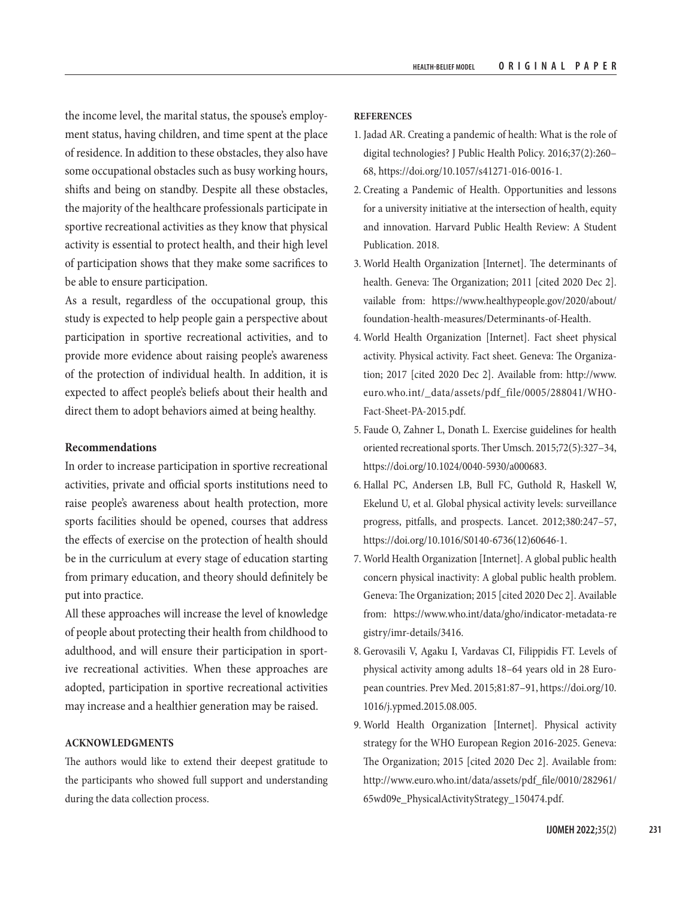the income level, the marital status, the spouse's employment status, having children, and time spent at the place of residence. In addition to these obstacles, they also have some occupational obstacles such as busy working hours, shifts and being on standby. Despite all these obstacles, the majority of the healthcare professionals participate in sportive recreational activities as they know that physical activity is essential to protect health, and their high level of participation shows that they make some sacrifices to be able to ensure participation.

As a result, regardless of the occupational group, this study is expected to help people gain a perspective about participation in sportive recreational activities, and to provide more evidence about raising people's awareness of the protection of individual health. In addition, it is expected to affect people's beliefs about their health and direct them to adopt behaviors aimed at being healthy.

### Recommendations

In order to increase participation in sportive recreational activities, private and official sports institutions need to raise people's awareness about health protection, more sports facilities should be opened, courses that address the effects of exercise on the protection of health should be in the curriculum at every stage of education starting from primary education, and theory should definitely be put into practice.

All these approaches will increase the level of knowledge of people about protecting their health from childhood to adulthood, and will ensure their participation in sportive recreational activities. When these approaches are adopted, participation in sportive recreational activities may increase and a healthier generation may be raised.

## ACKNOWLEDGMENTS

The authors would like to extend their deepest gratitude to the participants who showed full support and understanding during the data collection process.

## REFERENCES

1. Jadad AR. Creating a pandemic of health: What is the role of digital technologies? J Public Health Policy. 2016;37(2):260–68, https://doi.org/10.1057/s41271-016-0016-1.
2. Creating a Pandemic of Health. Opportunities and lessons for a university initiative at the intersection of health, equity and innovation. Harvard Public Health Review: A Student Publication. 2018.
3. World Health Organization [Internet]. The determinants of health. Geneva: The Organization; 2011 [cited 2020 Dec 2]. vailable from: https://www.healthypeople.gov/2020/about/foundation-health-measures/Determinants-of-Health.
4. World Health Organization [Internet]. Fact sheet physical activity. Physical activity. Fact sheet. Geneva: The Organization; 2017 [cited 2020 Dec 2]. Available from: http://www.euro.who.int/_data/assets/pdf_file/0005/288041/WHO-Fact-Sheet-PA-2015.pdf.
5. Faude O, Zahner L, Donath L. Exercise guidelines for health oriented recreational sports. Ther Umsch. 2015;72(5):327–34, https://doi.org/10.1024/0040-5930/a000683.
6. Hallal PC, Andersen LB, Bull FC, Guthold R, Haskell W, Ekelund U, et al. Global physical activity levels: surveillance progress, pitfalls, and prospects. Lancet. 2012;380:247–57, https://doi.org/10.1016/S0140-6736(12)60646-1.
7. World Health Organization [Internet]. A global public health concern physical inactivity: A global public health problem. Geneva: The Organization; 2015 [cited 2020 Dec 2]. Available from: https://www.who.int/data/gho/indicator-metadata-registry/imr-details/3416.
8. Gerovasili V, Agaku I, Vardavas CI, Filippidis FT. Levels of physical activity among adults 18–64 years old in 28 European countries. Prev Med. 2015;81:87–91, https://doi.org/10.1016/j.ypmed.2015.08.005.
9. World Health Organization [Internet]. Physical activity strategy for the WHO European Region 2016-2025. Geneva: The Organization; 2015 [cited 2020 Dec 2]. Available from: http://www.euro.who.int/data/assets/pdf_file/0010/282961/65wd09e_PhysicalActivityStrategy_150474.pdf.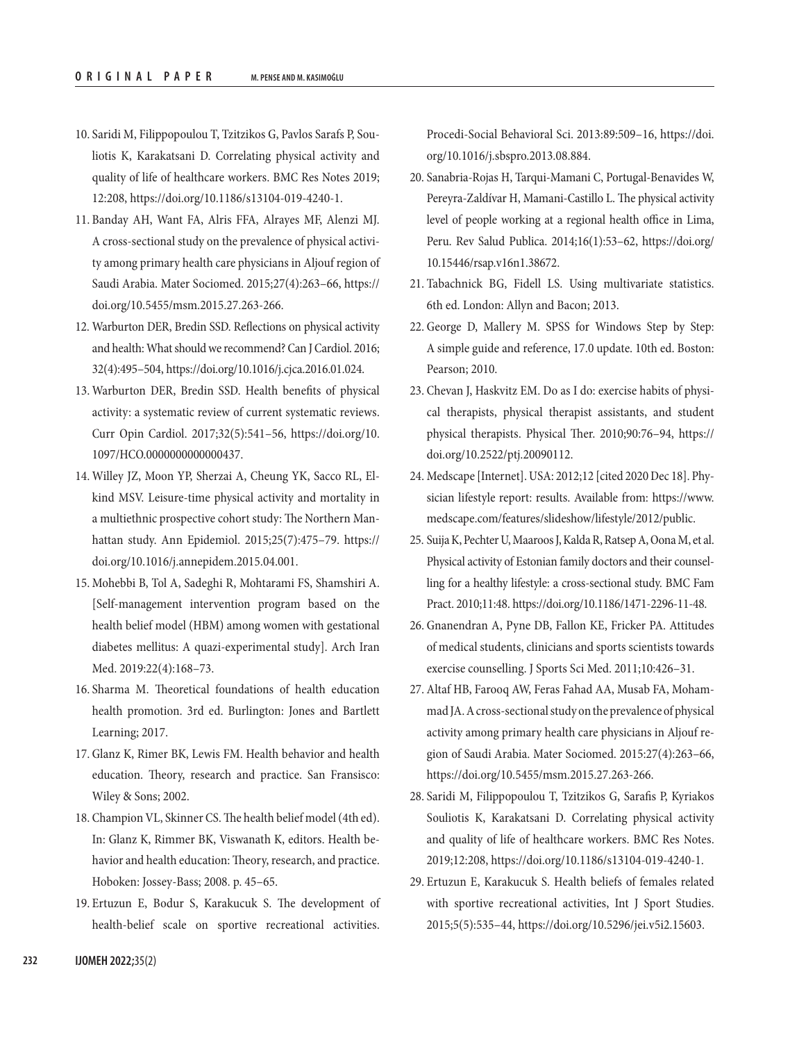10. Saridi M, Filippopoulou T, Tzitzikos G, Pavlos Sarafs P, Souliotis K, Karakatsani D. Correlating physical activity and quality of life of healthcare workers. BMC Res Notes 2019; 12:208, https://doi.org/10.1186/s13104-019-4240-1.
11. Banday AH, Want FA, Alris FFA, Alrayes MF, Alenzi MJ. A cross-sectional study on the prevalence of physical activity among primary health care physicians in Aljouf region of Saudi Arabia. Mater Sociomed. 2015;27(4):263–66, https://doi.org/10.5455/msm.2015.27.263-266.
12. Warburton DER, Bredin SSD. Reflections on physical activity and health: What should we recommend? Can J Cardiol. 2016; 32(4):495–504, https://doi.org/10.1016/j.cjca.2016.01.024.
13. Warburton DER, Bredin SSD. Health benefits of physical activity: a systematic review of current systematic reviews. Curr Opin Cardiol. 2017;32(5):541–56, https://doi.org/10.1097/HCO.0000000000000437.
14. Willey JZ, Moon YP, Sherzai A, Cheung YK, Sacco RL, Elkind MSV. Leisure-time physical activity and mortality in a multiethnic prospective cohort study: The Northern Manhattan study. Ann Epidemiol. 2015;25(7):475–79. https://doi.org/10.1016/j.annepidem.2015.04.001.
15. Mohebbi B, Tol A, Sadeghi R, Mohtarami FS, Shamshiri A. [Self-management intervention program based on the health belief model (HBM) among women with gestational diabetes mellitus: A quazi-experimental study]. Arch Iran Med. 2019:22(4):168–73.
16. Sharma M. Theoretical foundations of health education health promotion. 3rd ed. Burlington: Jones and Bartlett Learning; 2017.
17. Glanz K, Rimer BK, Lewis FM. Health behavior and health education. Theory, research and practice. San Fransisco: Wiley & Sons; 2002.
18. Champion VL, Skinner CS. The health belief model (4th ed). In: Glanz K, Rimmer BK, Viswanath K, editors. Health behavior and health education: Theory, research, and practice. Hoboken: Jossey-Bass; 2008. p. 45–65.
19. Ertuzun E, Bodur S, Karakucuk S. The development of health-belief scale on sportive recreational activities. Procedi-Social Behavioral Sci. 2013:89:509–16, https://doi.org/10.1016/j.sbspro.2013.08.884.
20. Sanabria-Rojas H, Tarqui-Mamani C, Portugal-Benavides W, Pereyra-Zaldívar H, Mamani-Castillo L. The physical activity level of people working at a regional health office in Lima, Peru. Rev Salud Publica. 2014;16(1):53–62, https://doi.org/10.15446/rsap.v16n1.38672.
21. Tabachnick BG, Fidell LS. Using multivariate statistics. 6th ed. London: Allyn and Bacon; 2013.
22. George D, Mallery M. SPSS for Windows Step by Step: A simple guide and reference, 17.0 update. 10th ed. Boston: Pearson; 2010.
23. Chevan J, Haskvitz EM. Do as I do: exercise habits of physical therapists, physical therapist assistants, and student physical therapists. Physical Ther. 2010;90:76–94, https://doi.org/10.2522/ptj.20090112.
24. Medscape [Internet]. USA: 2012;12 [cited 2020 Dec 18]. Physician lifestyle report: results. Available from: https://www.medscape.com/features/slideshow/lifestyle/2012/public.
25. Suija K, Pechter U, Maaroos J, Kalda R, Ratsep A, Oona M, et al. Physical activity of Estonian family doctors and their counselling for a healthy lifestyle: a cross-sectional study. BMC Fam Pract. 2010;11:48. https://doi.org/10.1186/1471-2296-11-48.
26. Gnanendran A, Pyne DB, Fallon KE, Fricker PA. Attitudes of medical students, clinicians and sports scientists towards exercise counselling. J Sports Sci Med. 2011;10:426–31.
27. Altaf HB, Farooq AW, Feras Fahad AA, Musab FA, Mohammad JA. A cross-sectional study on the prevalence of physical activity among primary health care physicians in Aljouf region of Saudi Arabia. Mater Sociomed. 2015:27(4):263–66, https://doi.org/10.5455/msm.2015.27.263-266.
28. Saridi M, Filippopoulou T, Tzitzikos G, Sarafis P, Kyriakos Souliotis K, Karakatsani D. Correlating physical activity and quality of life of healthcare workers. BMC Res Notes. 2019;12:208, https://doi.org/10.1186/s13104-019-4240-1.
29. Ertuzun E, Karakucuk S. Health beliefs of females related with sportive recreational activities, Int J Sport Studies. 2015;5(5):535–44, https://doi.org/10.5296/jei.v5i2.15603.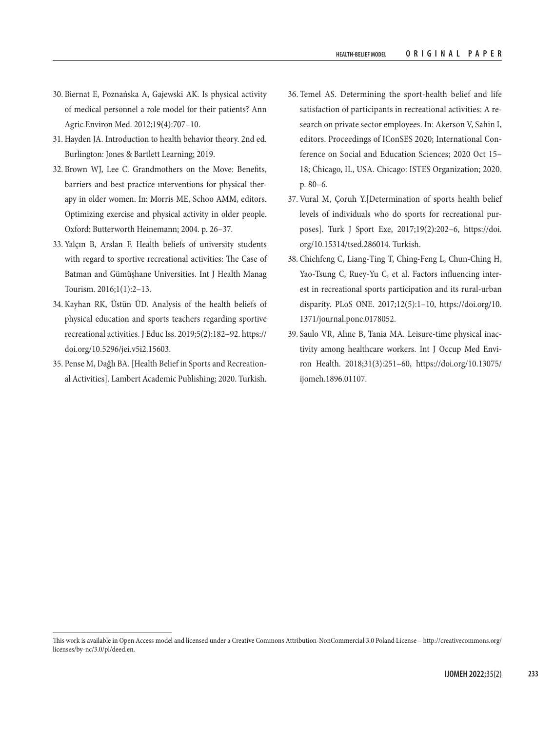30. Biernat E, Poznańska A, Gajewski AK. Is physical activity of medical personnel a role model for their patients? Ann Agric Environ Med. 2012;19(4):707–10.
31. Hayden JA. Introduction to health behavior theory. 2nd ed. Burlington: Jones & Bartlett Learning; 2019.
32. Brown WJ, Lee C. Grandmothers on the Move: Benefits, barriers and best practice ınterventions for physical therapy in older women. In: Morris ME, Schoo AMM, editors. Optimizing exercise and physical activity in older people. Oxford: Butterworth Heinemann; 2004. p. 26–37.
33. Yalçın B, Arslan F. Health beliefs of university students with regard to sportive recreational activities: The Case of Batman and Gümüşhane Universities. Int J Health Manag Tourism. 2016;1(1):2–13.
34. Kayhan RK, Üstün ÜD. Analysis of the health beliefs of physical education and sports teachers regarding sportive recreational activities. J Educ Iss. 2019;5(2):182–92. https://doi.org/10.5296/jei.v5i2.15603.
35. Pense M, Dağlı BA. [Health Belief in Sports and Recreational Activities]. Lambert Academic Publishing; 2020. Turkish.
36. Temel AS. Determining the sport-health belief and life satisfaction of participants in recreational activities: A research on private sector employees. In: Akerson V, Sahin I, editors. Proceedings of IConSES 2020; International Conference on Social and Education Sciences; 2020 Oct 15–18; Chicago, IL, USA. Chicago: ISTES Organization; 2020. p. 80–6.
37. Vural M, Çoruh Y.[Determination of sports health belief levels of individuals who do sports for recreational purposes]. Turk J Sport Exe, 2017;19(2):202–6, https://doi.org/10.15314/tsed.286014. Turkish.
38. Chiehfeng C, Liang-Ting T, Ching-Feng L, Chun-Ching H, Yao-Tsung C, Ruey-Yu C, et al. Factors influencing interest in recreational sports participation and its rural-urban disparity. PLoS ONE. 2017;12(5):1–10, https://doi.org/10.1371/journal.pone.0178052.
39. Saulo VR, Alıne B, Tania MA. Leisure-time physical inactivity among healthcare workers. Int J Occup Med Environ Health. 2018;31(3):251–60, https://doi.org/10.13075/ijomeh.1896.01107.

This work is available in Open Access model and licensed under a Creative Commons Attribution-NonCommercial 3.0 Poland License – http://creativecommons.org/licenses/by-nc/3.0/pl/deed.en.